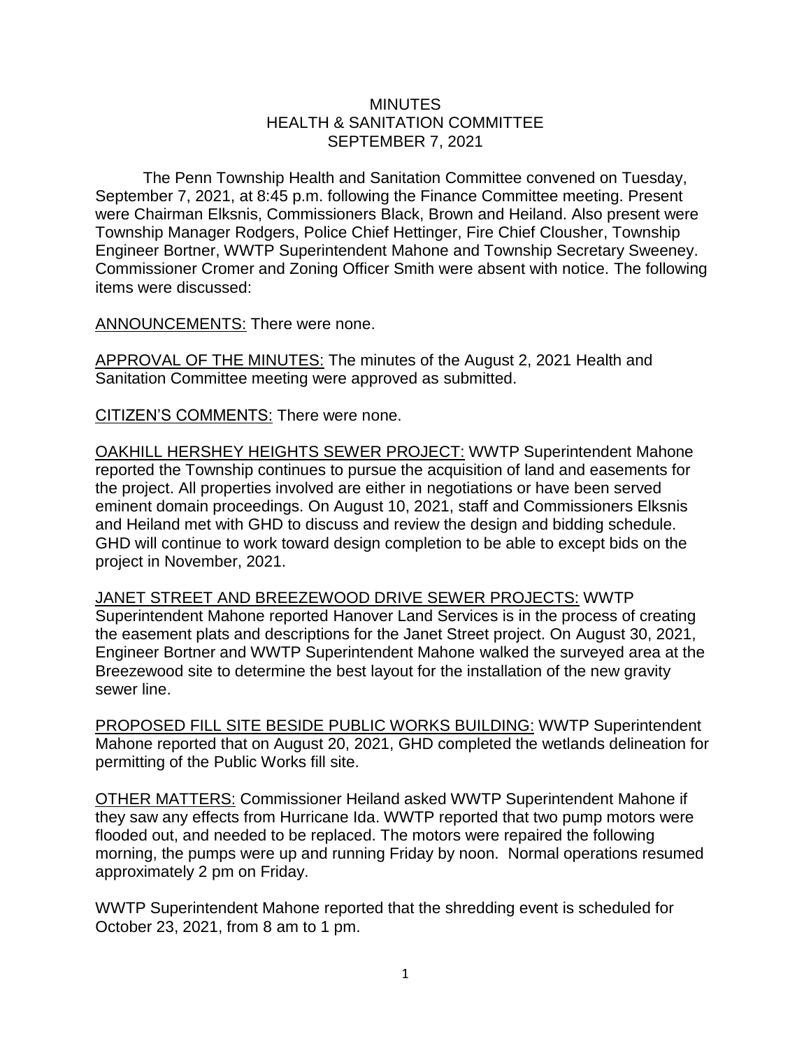# MINUTES
## HEALTH & SANITATION COMMITTEE
## SEPTEMBER 7, 2021

The Penn Township Health and Sanitation Committee convened on Tuesday, September 7, 2021, at 8:45 p.m. following the Finance Committee meeting. Present were Chairman Elksnis, Commissioners Black, Brown and Heiland. Also present were Township Manager Rodgers, Police Chief Hettinger, Fire Chief Clousher, Township Engineer Bortner, WWTP Superintendent Mahone and Township Secretary Sweeney. Commissioner Cromer and Zoning Officer Smith were absent with notice. The following items were discussed:

ANNOUNCEMENTS: There were none.

APPROVAL OF THE MINUTES: The minutes of the August 2, 2021 Health and Sanitation Committee meeting were approved as submitted.

CITIZEN'S COMMENTS: There were none.

OAKHILL HERSHEY HEIGHTS SEWER PROJECT: WWTP Superintendent Mahone reported the Township continues to pursue the acquisition of land and easements for the project. All properties involved are either in negotiations or have been served eminent domain proceedings. On August 10, 2021, staff and Commissioners Elksnis and Heiland met with GHD to discuss and review the design and bidding schedule. GHD will continue to work toward design completion to be able to except bids on the project in November, 2021.

JANET STREET AND BREEZEWOOD DRIVE SEWER PROJECTS: WWTP Superintendent Mahone reported Hanover Land Services is in the process of creating the easement plats and descriptions for the Janet Street project. On August 30, 2021, Engineer Bortner and WWTP Superintendent Mahone walked the surveyed area at the Breezewood site to determine the best layout for the installation of the new gravity sewer line.

PROPOSED FILL SITE BESIDE PUBLIC WORKS BUILDING: WWTP Superintendent Mahone reported that on August 20, 2021, GHD completed the wetlands delineation for permitting of the Public Works fill site.

OTHER MATTERS: Commissioner Heiland asked WWTP Superintendent Mahone if they saw any effects from Hurricane Ida. WWTP reported that two pump motors were flooded out, and needed to be replaced. The motors were repaired the following morning, the pumps were up and running Friday by noon. Normal operations resumed approximately 2 pm on Friday.

WWTP Superintendent Mahone reported that the shredding event is scheduled for October 23, 2021, from 8 am to 1 pm.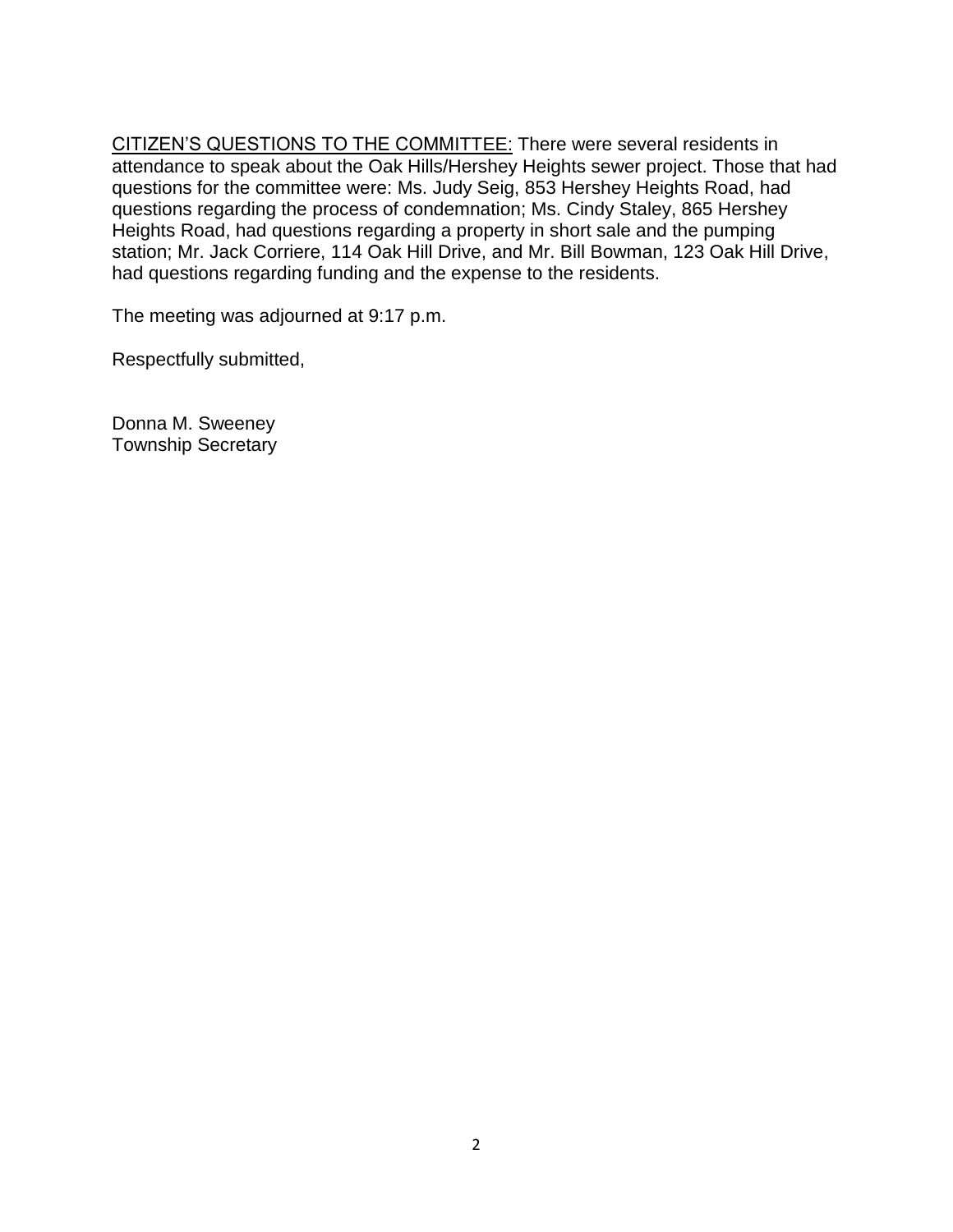<u>CITIZEN'S QUESTIONS TO THE COMMITTEE:</u> There were several residents in attendance to speak about the Oak Hills/Hershey Heights sewer project. Those that had questions for the committee were: Ms. Judy Seig, 853 Hershey Heights Road, had questions regarding the process of condemnation; Ms. Cindy Staley, 865 Hershey Heights Road, had questions regarding a property in short sale and the pumping station; Mr. Jack Corriere, 114 Oak Hill Drive, and Mr. Bill Bowman, 123 Oak Hill Drive, had questions regarding funding and the expense to the residents.

The meeting was adjourned at 9:17 p.m.

Respectfully submitted,

Donna M. Sweeney
Township Secretary